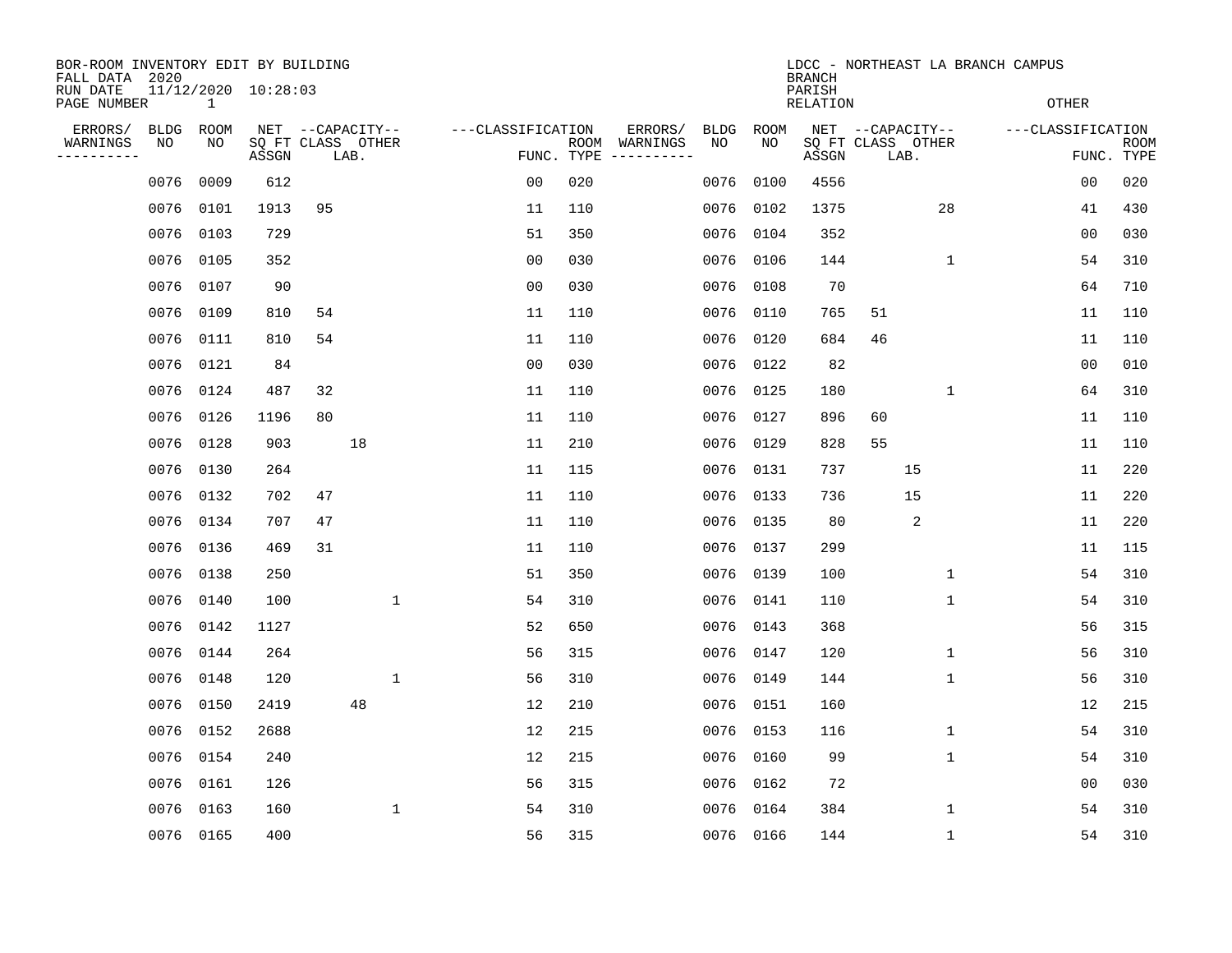BOR-ROOM INVENTORY EDIT BY BUILDING
FALL DATA 2020
RUN DATE 11/12/2020 10:28:03
PAGE NUMBER 1

LDCC - NORTHEAST LA BRANCH CAMPUS
BRANCH
PARISH
RELATION OTHER

| ERRORS/ WARNINGS | BLDG NO | ROOM NO | NET SQ FT ASSGN | CAPACITY CLASS | CAPACITY LAB. | CAPACITY OTHER | CLASSIFICATION FUNC. | ROOM TYPE | ERRORS/ WARNINGS | BLDG NO | ROOM NO | NET SQ FT ASSGN | CAPACITY CLASS | CAPACITY LAB. | CAPACITY OTHER | CLASSIFICATION FUNC. | ROOM TYPE |
|---|---|---|---|---|---|---|---|---|---|---|---|---|---|---|---|---|---|
| | 0076 | 0009 | 612 | | | | 00 | 020 | | 0076 | 0100 | 4556 | | | | 00 | 020 |
| | 0076 | 0101 | 1913 | 95 | | | 11 | 110 | | 0076 | 0102 | 1375 | | | 28 | 41 | 430 |
| | 0076 | 0103 | 729 | | | | 51 | 350 | | 0076 | 0104 | 352 | | | | 00 | 030 |
| | 0076 | 0105 | 352 | | | | 00 | 030 | | 0076 | 0106 | 144 | | | 1 | 54 | 310 |
| | 0076 | 0107 | 90 | | | | 00 | 030 | | 0076 | 0108 | 70 | | | | 64 | 710 |
| | 0076 | 0109 | 810 | 54 | | | 11 | 110 | | 0076 | 0110 | 765 | 51 | | | 11 | 110 |
| | 0076 | 0111 | 810 | 54 | | | 11 | 110 | | 0076 | 0120 | 684 | 46 | | | 11 | 110 |
| | 0076 | 0121 | 84 | | | | 00 | 030 | | 0076 | 0122 | 82 | | | | 00 | 010 |
| | 0076 | 0124 | 487 | 32 | | | 11 | 110 | | 0076 | 0125 | 180 | | | 1 | 64 | 310 |
| | 0076 | 0126 | 1196 | 80 | | | 11 | 110 | | 0076 | 0127 | 896 | 60 | | | 11 | 110 |
| | 0076 | 0128 | 903 | | 18 | | 11 | 210 | | 0076 | 0129 | 828 | 55 | | | 11 | 110 |
| | 0076 | 0130 | 264 | | | | 11 | 115 | | 0076 | 0131 | 737 | | 15 | | 11 | 220 |
| | 0076 | 0132 | 702 | 47 | | | 11 | 110 | | 0076 | 0133 | 736 | | 15 | | 11 | 220 |
| | 0076 | 0134 | 707 | 47 | | | 11 | 110 | | 0076 | 0135 | 80 | | 2 | | 11 | 220 |
| | 0076 | 0136 | 469 | 31 | | | 11 | 110 | | 0076 | 0137 | 299 | | | | 11 | 115 |
| | 0076 | 0138 | 250 | | | | 51 | 350 | | 0076 | 0139 | 100 | | | 1 | 54 | 310 |
| | 0076 | 0140 | 100 | | | 1 | 54 | 310 | | 0076 | 0141 | 110 | | | 1 | 54 | 310 |
| | 0076 | 0142 | 1127 | | | | 52 | 650 | | 0076 | 0143 | 368 | | | | 56 | 315 |
| | 0076 | 0144 | 264 | | | | 56 | 315 | | 0076 | 0147 | 120 | | | 1 | 56 | 310 |
| | 0076 | 0148 | 120 | | | 1 | 56 | 310 | | 0076 | 0149 | 144 | | | 1 | 56 | 310 |
| | 0076 | 0150 | 2419 | | 48 | | 12 | 210 | | 0076 | 0151 | 160 | | | | 12 | 215 |
| | 0076 | 0152 | 2688 | | | | 12 | 215 | | 0076 | 0153 | 116 | | | 1 | 54 | 310 |
| | 0076 | 0154 | 240 | | | | 12 | 215 | | 0076 | 0160 | 99 | | | 1 | 54 | 310 |
| | 0076 | 0161 | 126 | | | | 56 | 315 | | 0076 | 0162 | 72 | | | | 00 | 030 |
| | 0076 | 0163 | 160 | | | 1 | 54 | 310 | | 0076 | 0164 | 384 | | | 1 | 54 | 310 |
| | 0076 | 0165 | 400 | | | | 56 | 315 | | 0076 | 0166 | 144 | | | 1 | 54 | 310 |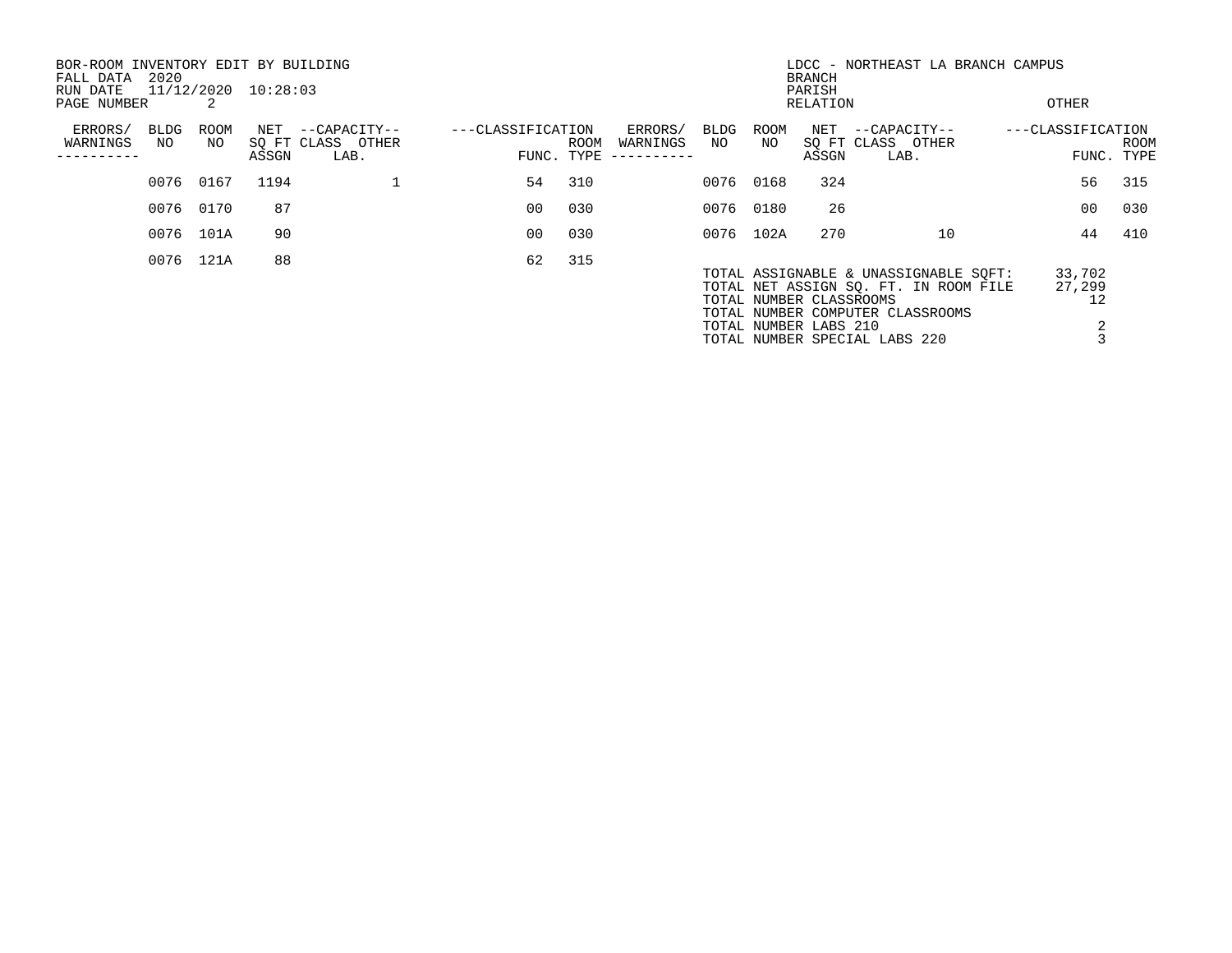BOR-ROOM INVENTORY EDIT BY BUILDING
FALL DATA 2020
RUN DATE 11/12/2020 10:28:03
PAGE NUMBER 2

LDCC - NORTHEAST LA BRANCH CAMPUS
BRANCH
PARISH
RELATION
OTHER

| ERRORS/ WARNINGS | BLDG NO | ROOM NO | NET SQ FT ASSGN | --CAPACITY-- CLASS | OTHER LAB. | ---CLASSIFICATION FUNC. | ROOM TYPE | ERRORS/ WARNINGS | BLDG NO | ROOM NO | NET SQ FT ASSGN | --CAPACITY-- CLASS | OTHER LAB. | ---CLASSIFICATION FUNC. | ROOM TYPE |
|---|---|---|---|---|---|---|---|---|---|---|---|---|---|---|---|
| | 0076 | 0167 | 1194 | | 1 | 54 | 310 | | 0076 | 0168 | 324 | | | 56 | 315 |
| | 0076 | 0170 | 87 | | | 00 | 030 | | 0076 | 0180 | 26 | | | 00 | 030 |
| | 0076 | 101A | 90 | | | 00 | 030 | | 0076 | 102A | 270 | | 10 | 44 | 410 |
| | 0076 | 121A | 88 | | | 62 | 315 | | | | | | | | |

| | |
|---|---|
| TOTAL ASSIGNABLE & UNASSIGNABLE SQFT: | 33,702 |
| TOTAL NET ASSIGN SQ. FT. IN ROOM FILE | 27,299 |
| TOTAL NUMBER CLASSROOMS | 12 |
| TOTAL NUMBER COMPUTER CLASSROOMS | |
| TOTAL NUMBER LABS 210 | 2 |
| TOTAL NUMBER SPECIAL LABS 220 | 3 |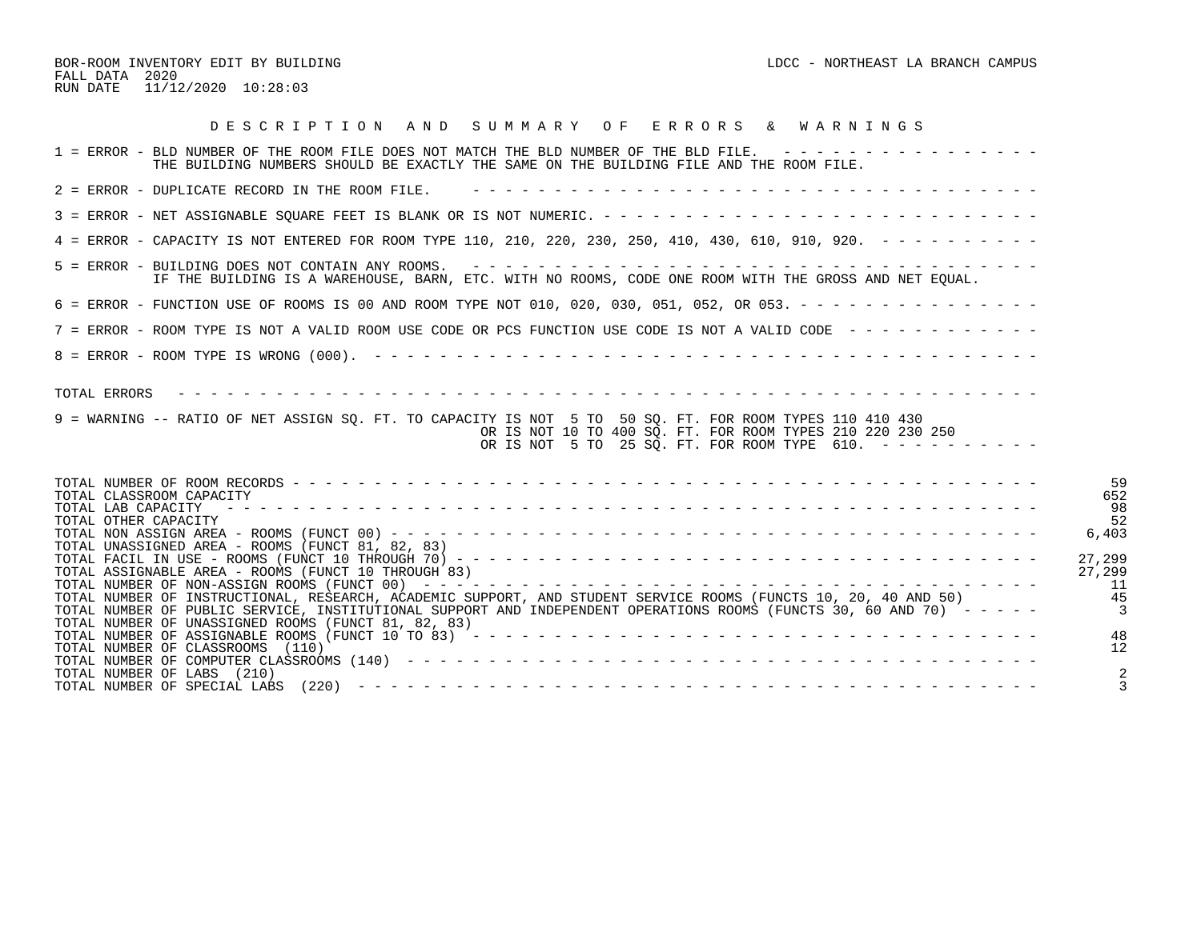BOR-ROOM INVENTORY EDIT BY BUILDING
FALL DATA 2020
RUN DATE 11/12/2020 10:28:03

LDCC - NORTHEAST LA BRANCH CAMPUS

## D E S C R I P T I O N   A N D   S U M M A R Y   O F   E R R O R S   &   W A R N I N G S

| | |
|---|---|
| 1 = ERROR - BLD NUMBER OF THE ROOM FILE DOES NOT MATCH THE BLD NUMBER OF THE BLD FILE. THE BUILDING NUMBERS SHOULD BE EXACTLY THE SAME ON THE BUILDING FILE AND THE ROOM FILE. | |
| 2 = ERROR - DUPLICATE RECORD IN THE ROOM FILE. | |
| 3 = ERROR - NET ASSIGNABLE SQUARE FEET IS BLANK OR IS NOT NUMERIC. | |
| 4 = ERROR - CAPACITY IS NOT ENTERED FOR ROOM TYPE 110, 210, 220, 230, 250, 410, 430, 610, 910, 920. | |
| 5 = ERROR - BUILDING DOES NOT CONTAIN ANY ROOMS. IF THE BUILDING IS A WAREHOUSE, BARN, ETC. WITH NO ROOMS, CODE ONE ROOM WITH THE GROSS AND NET EQUAL. | |
| 6 = ERROR - FUNCTION USE OF ROOMS IS 00 AND ROOM TYPE NOT 010, 020, 030, 051, 052, OR 053. | |
| 7 = ERROR - ROOM TYPE IS NOT A VALID ROOM USE CODE OR PCS FUNCTION USE CODE IS NOT A VALID CODE | |
| 8 = ERROR - ROOM TYPE IS WRONG (000). | |
| TOTAL ERRORS | |
| 9 = WARNING -- RATIO OF NET ASSIGN SQ. FT. TO CAPACITY IS NOT 5 TO 50 SQ. FT. FOR ROOM TYPES 110 410 430 OR IS NOT 10 TO 400 SQ. FT. FOR ROOM TYPES 210 220 230 250 OR IS NOT 5 TO 25 SQ. FT. FOR ROOM TYPE 610. | |

| | |
|---|---|
| TOTAL NUMBER OF ROOM RECORDS | 59 |
| TOTAL CLASSROOM CAPACITY | 652 |
| TOTAL LAB CAPACITY | 98 |
| TOTAL OTHER CAPACITY | 52 |
| TOTAL NON ASSIGN AREA - ROOMS (FUNCT 00) | 6,403 |
| TOTAL UNASSIGNED AREA - ROOMS (FUNCT 81, 82, 83) | |
| TOTAL FACIL IN USE - ROOMS (FUNCT 10 THROUGH 70) | 27,299 |
| TOTAL ASSIGNABLE AREA - ROOMS (FUNCT 10 THROUGH 83) | 27,299 |
| TOTAL NUMBER OF NON-ASSIGN ROOMS (FUNCT 00) | 11 |
| TOTAL NUMBER OF INSTRUCTIONAL, RESEARCH, ACADEMIC SUPPORT, AND STUDENT SERVICE ROOMS (FUNCTS 10, 20, 40 AND 50) | 45 |
| TOTAL NUMBER OF PUBLIC SERVICE, INSTITUTIONAL SUPPORT AND INDEPENDENT OPERATIONS ROOMS (FUNCTS 30, 60 AND 70) | 3 |
| TOTAL NUMBER OF UNASSIGNED ROOMS (FUNCT 81, 82, 83) | |
| TOTAL NUMBER OF ASSIGNABLE ROOMS (FUNCT 10 TO 83) | 48 |
| TOTAL NUMBER OF CLASSROOMS (110) | 12 |
| TOTAL NUMBER OF COMPUTER CLASSROOMS (140) | |
| TOTAL NUMBER OF LABS (210) | 2 |
| TOTAL NUMBER OF SPECIAL LABS (220) | 3 |